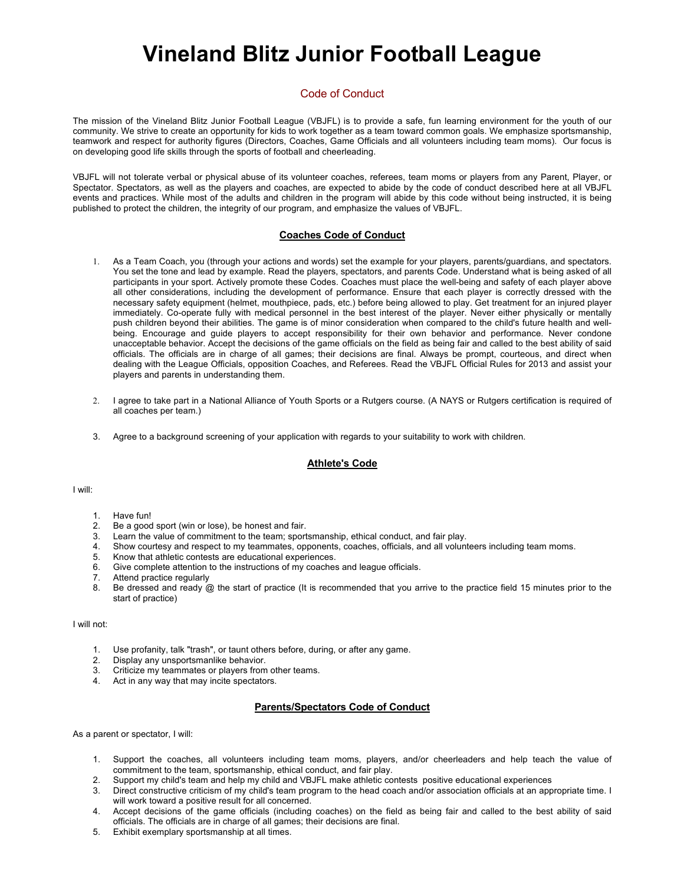# Vineland Blitz Junior Football League

## Code of Conduct

The mission of the Vineland Blitz Junior Football League (VBJFL) is to provide a safe, fun learning environment for the youth of our community. We strive to create an opportunity for kids to work together as a team toward common goals. We emphasize sportsmanship, teamwork and respect for authority figures (Directors, Coaches, Game Officials and all volunteers including team moms). Our focus is on developing good life skills through the sports of football and cheerleading.

VBJFL will not tolerate verbal or physical abuse of its volunteer coaches, referees, team moms or players from any Parent, Player, or Spectator. Spectators, as well as the players and coaches, are expected to abide by the code of conduct described here at all VBJFL events and practices. While most of the adults and children in the program will abide by this code without being instructed, it is being published to protect the children, the integrity of our program, and emphasize the values of VBJFL.

### Coaches Code of Conduct

1. As a Team Coach, you (through your actions and words) set the example for your players, parents/guardians, and spectators. You set the tone and lead by example. Read the players, spectators, and parents Code. Understand what is being asked of all participants in your sport. Actively promote these Codes. Coaches must place the well-being and safety of each player above all other considerations, including the development of performance. Ensure that each player is correctly dressed with the necessary safety equipment (helmet, mouthpiece, pads, etc.) before being allowed to play. Get treatment for an injured player immediately. Co-operate fully with medical personnel in the best interest of the player. Never either physically or mentally push children beyond their abilities. The game is of minor consideration when compared to the child's future health and well-being. Encourage and guide players to accept responsibility for their own behavior and performance. Never condone unacceptable behavior. Accept the decisions of the game officials on the field as being fair and called to the best ability of said officials. The officials are in charge of all games; their decisions are final. Always be prompt, courteous, and direct when dealing with the League Officials, opposition Coaches, and Referees. Read the VBJFL Official Rules for 2013 and assist your players and parents in understanding them.

2. I agree to take part in a National Alliance of Youth Sports or a Rutgers course. (A NAYS or Rutgers certification is required of all coaches per team.)

3. Agree to a background screening of your application with regards to your suitability to work with children.

### Athlete's Code

I will:

1. Have fun!
2. Be a good sport (win or lose), be honest and fair.
3. Learn the value of commitment to the team; sportsmanship, ethical conduct, and fair play.
4. Show courtesy and respect to my teammates, opponents, coaches, officials, and all volunteers including team moms.
5. Know that athletic contests are educational experiences.
6. Give complete attention to the instructions of my coaches and league officials.
7. Attend practice regularly
8. Be dressed and ready @ the start of practice (It is recommended that you arrive to the practice field 15 minutes prior to the start of practice)

I will not:

1. Use profanity, talk "trash", or taunt others before, during, or after any game.
2. Display any unsportsmanlike behavior.
3. Criticize my teammates or players from other teams.
4. Act in any way that may incite spectators.

### Parents/Spectators Code of Conduct

As a parent or spectator, I will:

1. Support the coaches, all volunteers including team moms, players, and/or cheerleaders and help teach the value of commitment to the team, sportsmanship, ethical conduct, and fair play.
2. Support my child's team and help my child and VBJFL make athletic contests positive educational experiences
3. Direct constructive criticism of my child's team program to the head coach and/or association officials at an appropriate time. I will work toward a positive result for all concerned.
4. Accept decisions of the game officials (including coaches) on the field as being fair and called to the best ability of said officials. The officials are in charge of all games; their decisions are final.
5. Exhibit exemplary sportsmanship at all times.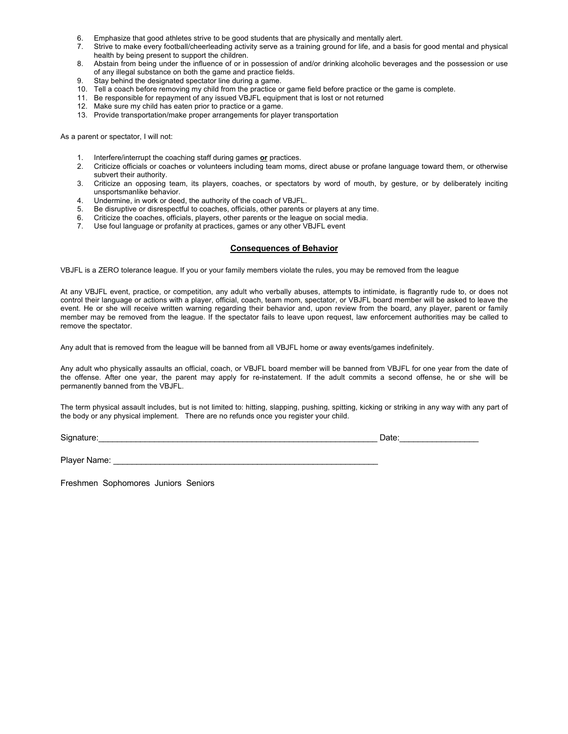6. Emphasize that good athletes strive to be good students that are physically and mentally alert.
7. Strive to make every football/cheerleading activity serve as a training ground for life, and a basis for good mental and physical health by being present to support the children.
8. Abstain from being under the influence of or in possession of and/or drinking alcoholic beverages and the possession or use of any illegal substance on both the game and practice fields.
9. Stay behind the designated spectator line during a game.
10. Tell a coach before removing my child from the practice or game field before practice or the game is complete.
11. Be responsible for repayment of any issued VBJFL equipment that is lost or not returned
12. Make sure my child has eaten prior to practice or a game.
13. Provide transportation/make proper arrangements for player transportation

As a parent or spectator, I will not:

1. Interfere/interrupt the coaching staff during games **<u>or</u>** practices.
2. Criticize officials or coaches or volunteers including team moms, direct abuse or profane language toward them, or otherwise subvert their authority.
3. Criticize an opposing team, its players, coaches, or spectators by word of mouth, by gesture, or by deliberately inciting unsportsmanlike behavior.
4. Undermine, in work or deed, the authority of the coach of VBJFL.
5. Be disruptive or disrespectful to coaches, officials, other parents or players at any time.
6. Criticize the coaches, officials, players, other parents or the league on social media.
7. Use foul language or profanity at practices, games or any other VBJFL event

## Consequences of Behavior

VBJFL is a ZERO tolerance league. If you or your family members violate the rules, you may be removed from the league

At any VBJFL event, practice, or competition, any adult who verbally abuses, attempts to intimidate, is flagrantly rude to, or does not control their language or actions with a player, official, coach, team mom, spectator, or VBJFL board member will be asked to leave the event. He or she will receive written warning regarding their behavior and, upon review from the board, any player, parent or family member may be removed from the league. If the spectator fails to leave upon request, law enforcement authorities may be called to remove the spectator.

Any adult that is removed from the league will be banned from all VBJFL home or away events/games indefinitely.

Any adult who physically assaults an official, coach, or VBJFL board member will be banned from VBJFL for one year from the date of the offense. After one year, the parent may apply for re-instatement. If the adult commits a second offense, he or she will be permanently banned from the VBJFL.

The term physical assault includes, but is not limited to: hitting, slapping, pushing, spitting, kicking or striking in any way with any part of the body or any physical implement. There are no refunds once you register your child.

Signature:_______________________________________________________________ Date:________________

Player Name: ___________________________________________________________

Freshmen Sophomores Juniors Seniors